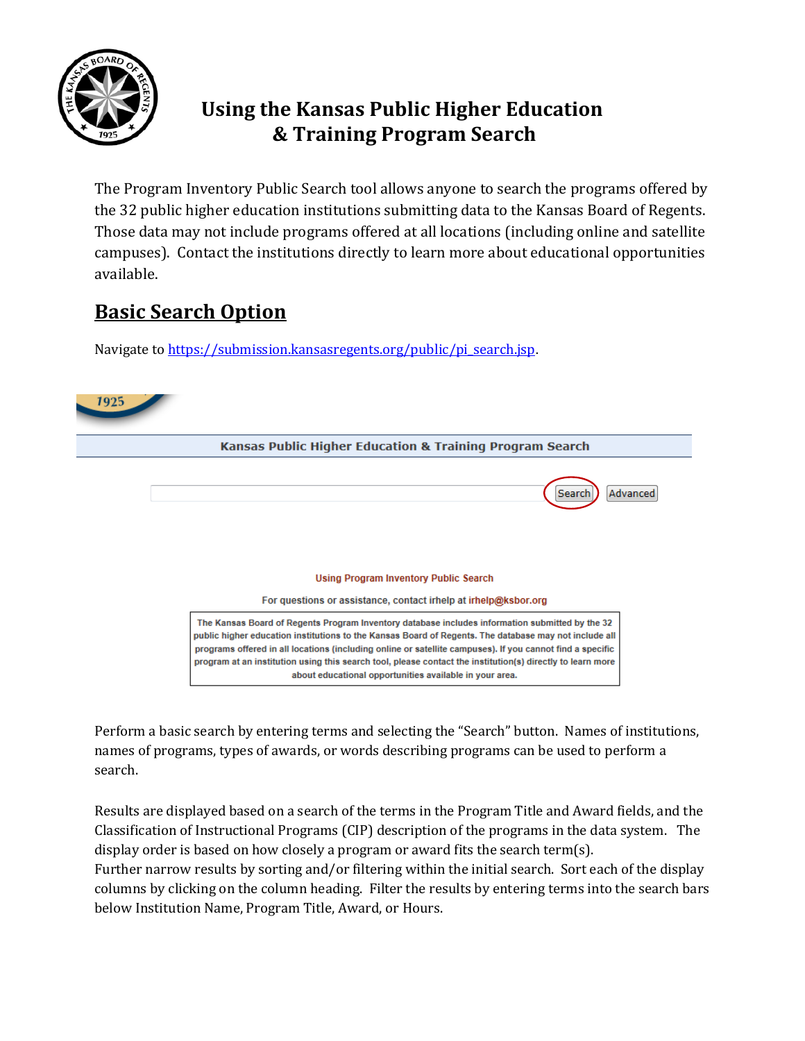# Using the Kansas Public Higher Education & Training Program Search

The Program Inventory Public Search tool allows anyone to search the programs offered by the 32 public higher education institutions submitting data to the Kansas Board of Regents. Those data may not include programs offered at all locations (including online and satellite campuses). Contact the institutions directly to learn more about educational opportunities available.

## Basic Search Option

Navigate to https://submission.kansasregents.org/public/pi_search.jsp.

Kansas Public Higher Education & Training Program Search

Search | Advanced

Using Program Inventory Public Search

For questions or assistance, contact irhelp at irhelp@ksbor.org

The Kansas Board of Regents Program Inventory database includes information submitted by the 32 public higher education institutions to the Kansas Board of Regents. The database may not include all programs offered in all locations (including online or satellite campuses). If you cannot find a specific program at an institution using this search tool, please contact the institution(s) directly to learn more about educational opportunities available in your area.

Perform a basic search by entering terms and selecting the "Search" button. Names of institutions, names of programs, types of awards, or words describing programs can be used to perform a search.

Results are displayed based on a search of the terms in the Program Title and Award fields, and the Classification of Instructional Programs (CIP) description of the programs in the data system. The display order is based on how closely a program or award fits the search term(s).
Further narrow results by sorting and/or filtering within the initial search. Sort each of the display columns by clicking on the column heading. Filter the results by entering terms into the search bars below Institution Name, Program Title, Award, or Hours.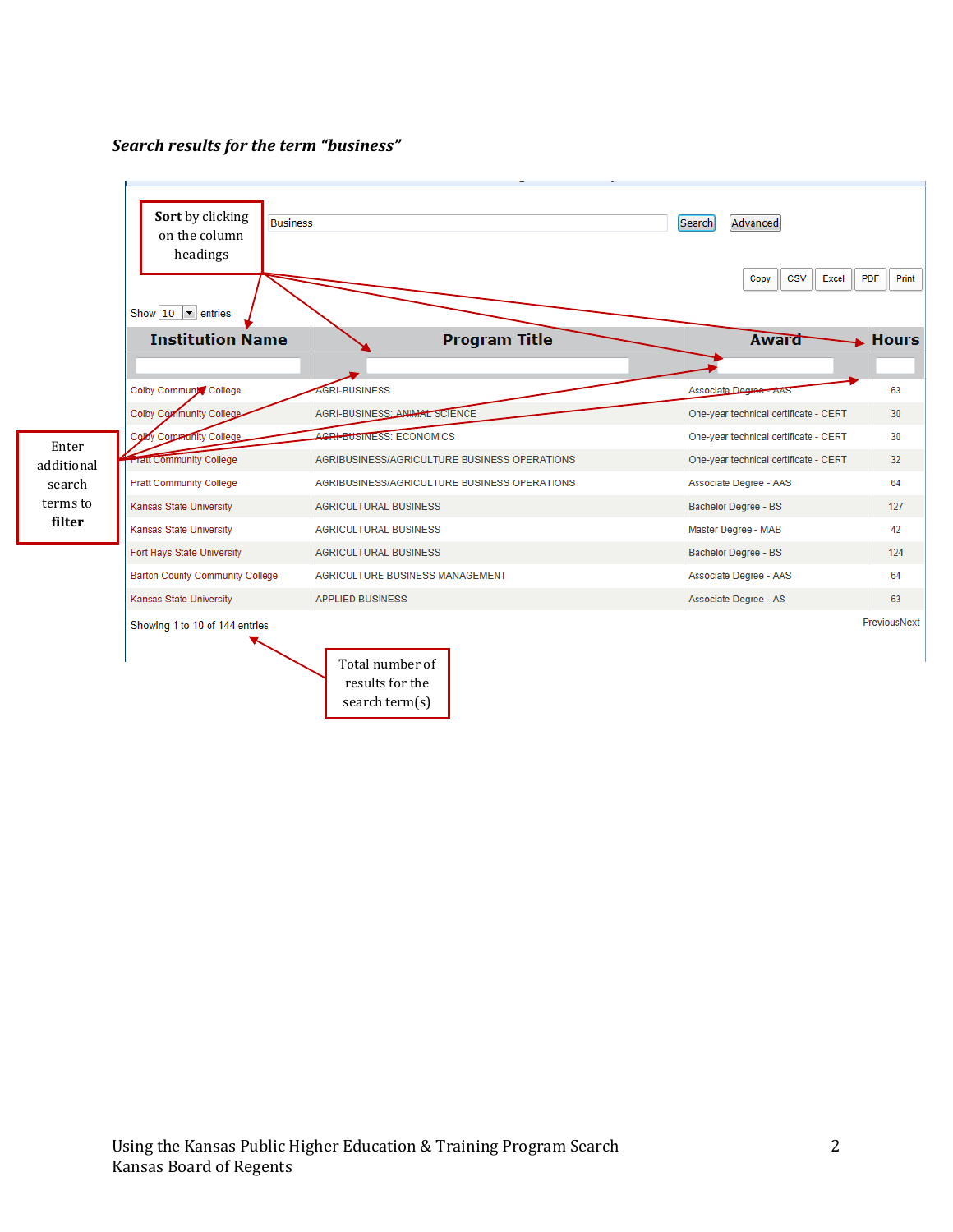*Search results for the term "business"*

Business | Search | Advanced

**Sort** by clicking on the column headings

Copy | CSV | Excel | PDF | Print

Show 10 entries

| Institution Name | Program Title | Award | Hours |
|---|---|---|---|
| Colby Community College | AGRI-BUSINESS | Associate Degree - AAS | 63 |
| Colby Community College | AGRI-BUSINESS: ANIMAL SCIENCE | One-year technical certificate - CERT | 30 |
| Colby Community College | AGRI-BUSINESS: ECONOMICS | One-year technical certificate - CERT | 30 |
| Pratt Community College | AGRIBUSINESS/AGRICULTURE BUSINESS OPERATIONS | One-year technical certificate - CERT | 32 |
| Pratt Community College | AGRIBUSINESS/AGRICULTURE BUSINESS OPERATIONS | Associate Degree - AAS | 64 |
| Kansas State University | AGRICULTURAL BUSINESS | Bachelor Degree - BS | 127 |
| Kansas State University | AGRICULTURAL BUSINESS | Master Degree - MAB | 42 |
| Fort Hays State University | AGRICULTURAL BUSINESS | Bachelor Degree - BS | 124 |
| Barton County Community College | AGRICULTURE BUSINESS MANAGEMENT | Associate Degree - AAS | 64 |
| Kansas State University | APPLIED BUSINESS | Associate Degree - AS | 63 |

Enter additional search terms to **filter**

Showing 1 to 10 of 144 entries

PreviousNext

Total number of results for the search term(s)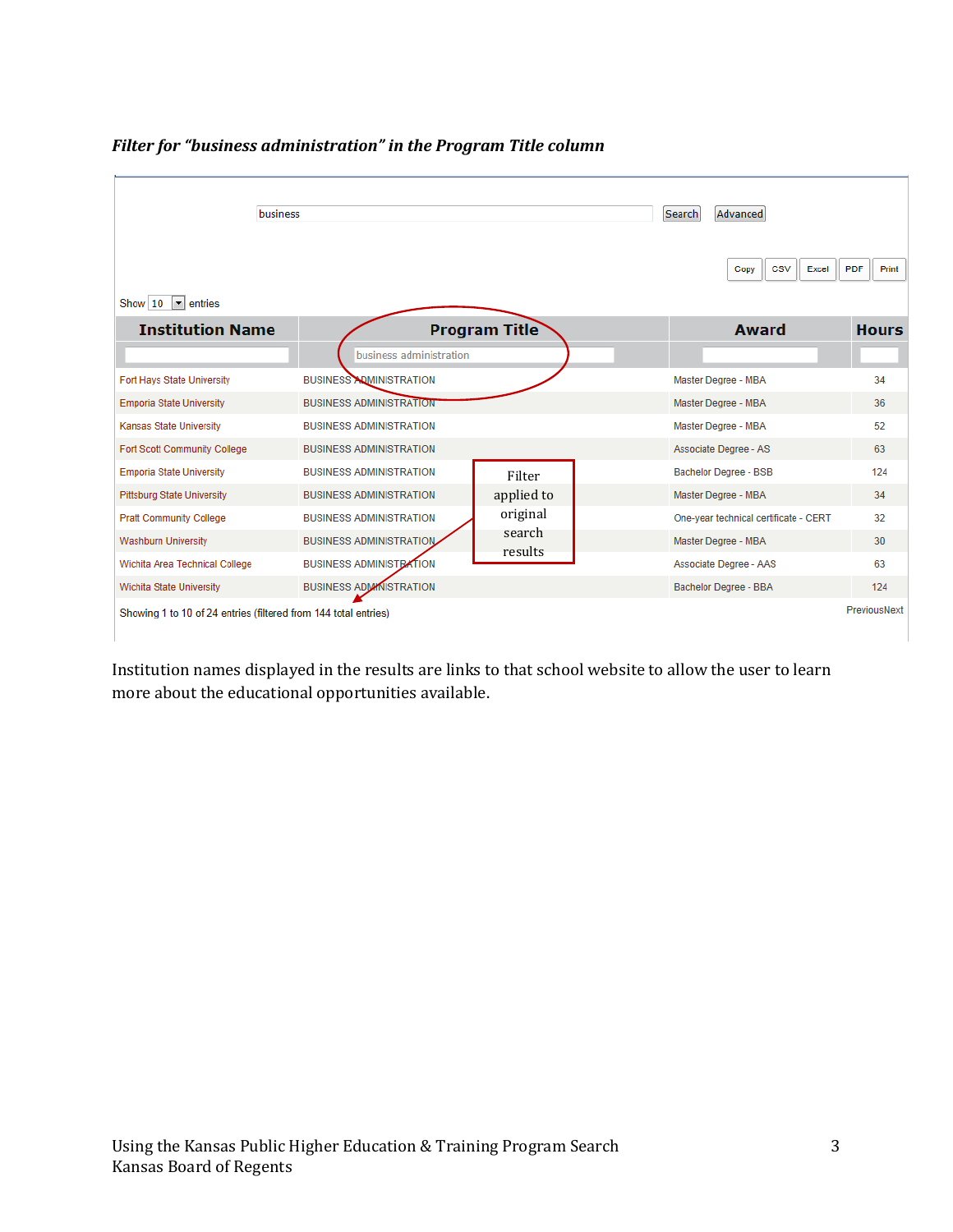*Filter for "business administration" in the Program Title column*

business | Search | Advanced

Copy | CSV | Excel | PDF | Print

Show 10 entries

| Institution Name | Program Title | Award | Hours |
|---|---|---|---|
| | business administration | | |
| Fort Hays State University | BUSINESS ADMINISTRATION | Master Degree - MBA | 34 |
| Emporia State University | BUSINESS ADMINISTRATION | Master Degree - MBA | 36 |
| Kansas State University | BUSINESS ADMINISTRATION | Master Degree - MBA | 52 |
| Fort Scott Community College | BUSINESS ADMINISTRATION | Associate Degree - AS | 63 |
| Emporia State University | BUSINESS ADMINISTRATION | Bachelor Degree - BSB | 124 |
| Pittsburg State University | BUSINESS ADMINISTRATION | Master Degree - MBA | 34 |
| Pratt Community College | BUSINESS ADMINISTRATION | One-year technical certificate - CERT | 32 |
| Washburn University | BUSINESS ADMINISTRATION | Master Degree - MBA | 30 |
| Wichita Area Technical College | BUSINESS ADMINISTRATION | Associate Degree - AAS | 63 |
| Wichita State University | BUSINESS ADMINISTRATION | Bachelor Degree - BBA | 124 |

Showing 1 to 10 of 24 entries (filtered from 144 total entries) PreviousNext

Filter applied to original search results

Institution names displayed in the results are links to that school website to allow the user to learn more about the educational opportunities available.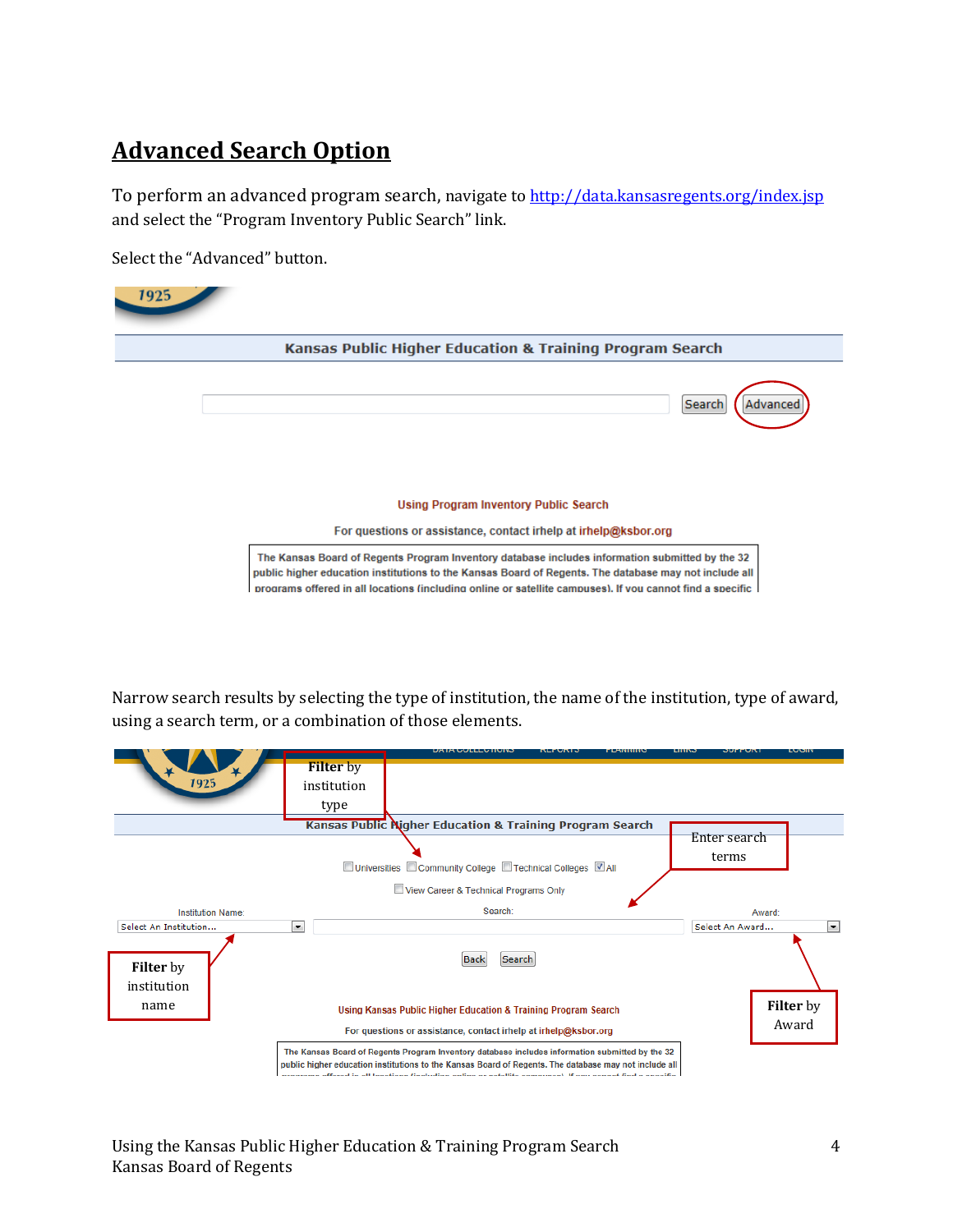## Advanced Search Option

To perform an advanced program search, navigate to [http://data.kansasregents.org/index.jsp](http://data.kansasregents.org/index.jsp) and select the "Program Inventory Public Search" link.

Select the "Advanced" button.

Narrow search results by selecting the type of institution, the name of the institution, type of award, using a search term, or a combination of those elements.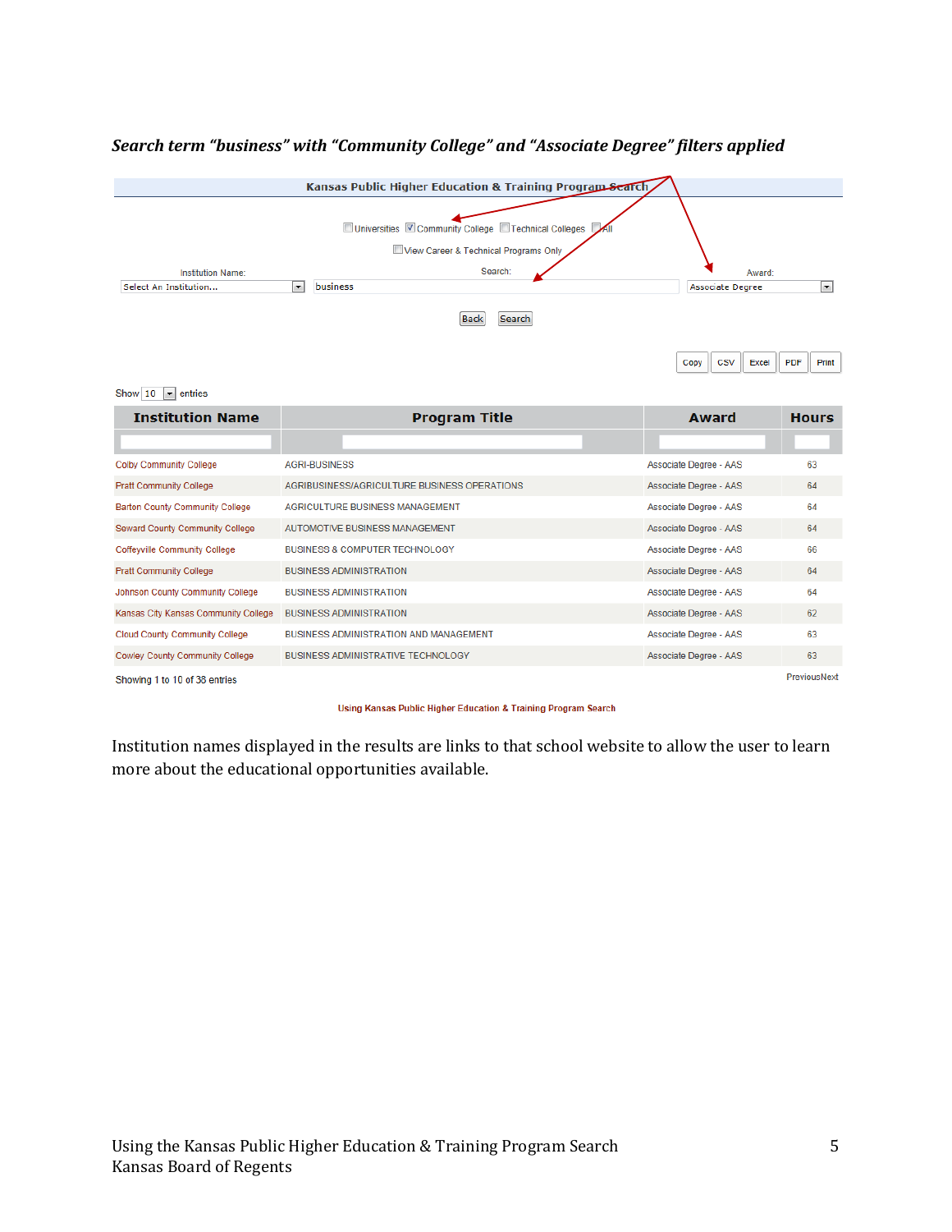***Search term "business" with "Community College" and "Associate Degree" filters applied***

Kansas Public Higher Education & Training Program Search

☐ Universities ☑ Community College ☐ Technical Colleges ☐ All

☐ View Career & Technical Programs Only

Institution Name: Select An Institution...

Search: business

Award: Associate Degree

Back Search

Copy CSV Excel PDF Print

Show 10 entries

| Institution Name | Program Title | Award | Hours |
|---|---|---|---|
| Colby Community College | AGRI-BUSINESS | Associate Degree - AAS | 63 |
| Pratt Community College | AGRIBUSINESS/AGRICULTURE BUSINESS OPERATIONS | Associate Degree - AAS | 64 |
| Barton County Community College | AGRICULTURE BUSINESS MANAGEMENT | Associate Degree - AAS | 64 |
| Seward County Community College | AUTOMOTIVE BUSINESS MANAGEMENT | Associate Degree - AAS | 64 |
| Coffeyville Community College | BUSINESS & COMPUTER TECHNOLOGY | Associate Degree - AAS | 66 |
| Pratt Community College | BUSINESS ADMINISTRATION | Associate Degree - AAS | 64 |
| Johnson County Community College | BUSINESS ADMINISTRATION | Associate Degree - AAS | 64 |
| Kansas City Kansas Community College | BUSINESS ADMINISTRATION | Associate Degree - AAS | 62 |
| Cloud County Community College | BUSINESS ADMINISTRATION AND MANAGEMENT | Associate Degree - AAS | 63 |
| Cowley County Community College | BUSINESS ADMINISTRATIVE TECHNOLOGY | Associate Degree - AAS | 63 |

Showing 1 to 10 of 38 entries — PreviousNext

Using Kansas Public Higher Education & Training Program Search

Institution names displayed in the results are links to that school website to allow the user to learn more about the educational opportunities available.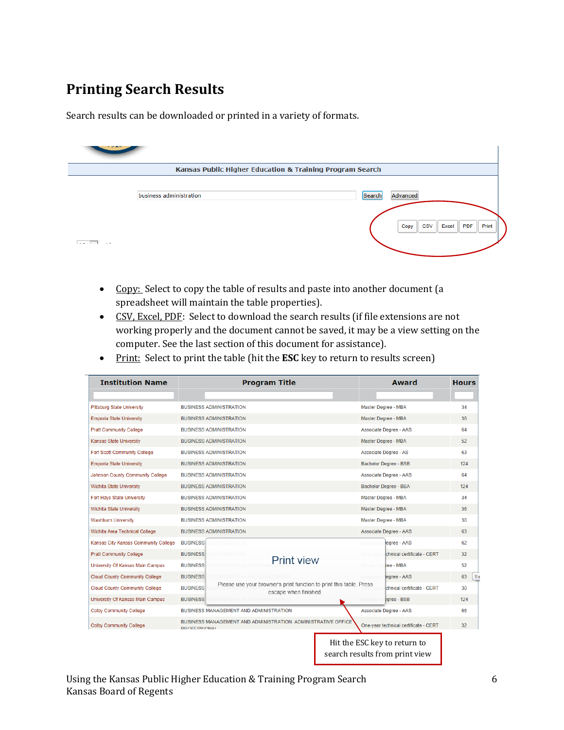# Printing Search Results

Search results can be downloaded or printed in a variety of formats.

Kansas Public Higher Education & Training Program Search

business administration | Search | Advanced

Copy | CSV | Excel | PDF | Print

- Copy: Select to copy the table of results and paste into another document (a spreadsheet will maintain the table properties).
- CSV, Excel, PDF: Select to download the search results (if file extensions are not working properly and the document cannot be saved, it may be a view setting on the computer. See the last section of this document for assistance).
- Print: Select to print the table (hit the **ESC** key to return to results screen)

| Institution Name | Program Title | Award | Hours |
|---|---|---|---|
| Pittsburg State University | BUSINESS ADMINISTRATION | Master Degree - MBA | 34 |
| Emporia State University | BUSINESS ADMINISTRATION | Master Degree - MBA | 36 |
| Pratt Community College | BUSINESS ADMINISTRATION | Associate Degree - AAS | 64 |
| Kansas State University | BUSINESS ADMINISTRATION | Master Degree - MBA | 52 |
| Fort Scott Community College | BUSINESS ADMINISTRATION | Associate Degree - AS | 63 |
| Emporia State University | BUSINESS ADMINISTRATION | Bachelor Degree - BSB | 124 |
| Johnson County Community College | BUSINESS ADMINISTRATION | Associate Degree - AAS | 64 |
| Wichita State University | BUSINESS ADMINISTRATION | Bachelor Degree - BBA | 124 |
| Fort Hays State University | BUSINESS ADMINISTRATION | Master Degree - MBA | 34 |
| Wichita State University | BUSINESS ADMINISTRATION | Master Degree - MBA | 36 |
| Washburn University | BUSINESS ADMINISTRATION | Master Degree - MBA | 30 |
| Wichita Area Technical College | BUSINESS ADMINISTRATION | Associate Degree - AAS | 63 |
| Kansas City Kansas Community College | BUSINESS | ...egree - AAS | 62 |
| Pratt Community College | BUSINESS | ...chnical certificate - CERT | 32 |
| University Of Kansas Main Campus | BUSINESS | ...ree - MBA | 52 |
| Cloud County Community College | BUSINESS | ...egree - AAS | 63 |
| Cloud County Community College | BUSINESS | ...chnical certificate - CERT | 30 |
| University Of Kansas Main Campus | BUSINESS | ...gree - BSB | 124 |
| Colby Community College | BUSINESS MANAGEMENT AND ADMINISTRATION | Associate Degree - AAS | 66 |
| Colby Community College | BUSINESS MANAGEMENT AND ADMINISTRATION. ADMINISTRATIVE OFFICE PROFESSIONAL | One-year technical certificate - CERT | 32 |

Print view

Please use your browser's print function to print this table. Press escape when finished.

Hit the ESC key to return to search results from print view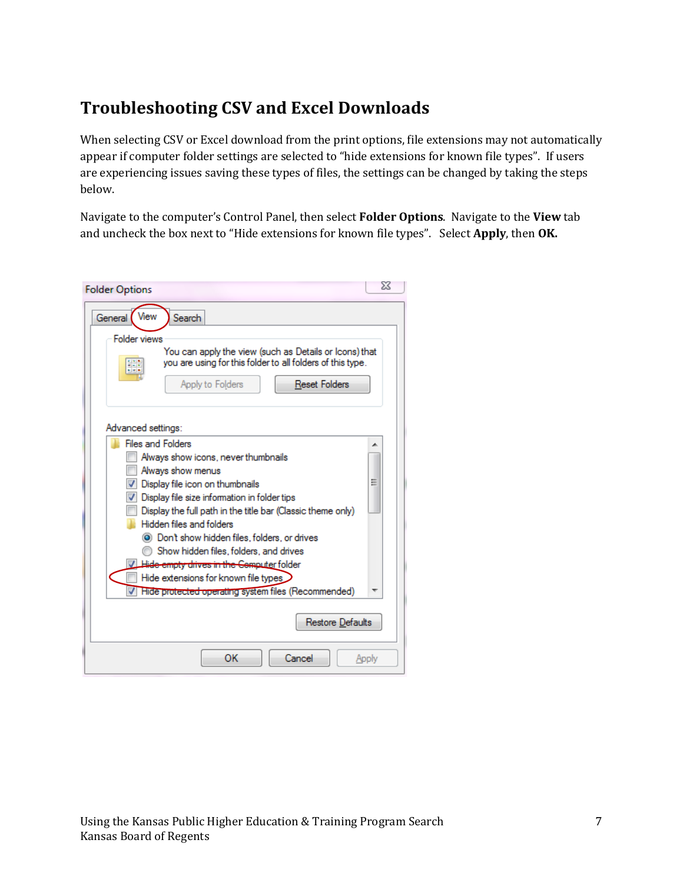# Troubleshooting CSV and Excel Downloads

When selecting CSV or Excel download from the print options, file extensions may not automatically appear if computer folder settings are selected to "hide extensions for known file types". If users are experiencing issues saving these types of files, the settings can be changed by taking the steps below.

Navigate to the computer's Control Panel, then select **Folder Options**. Navigate to the **View** tab and uncheck the box next to "Hide extensions for known file types". Select **Apply**, then **OK.**